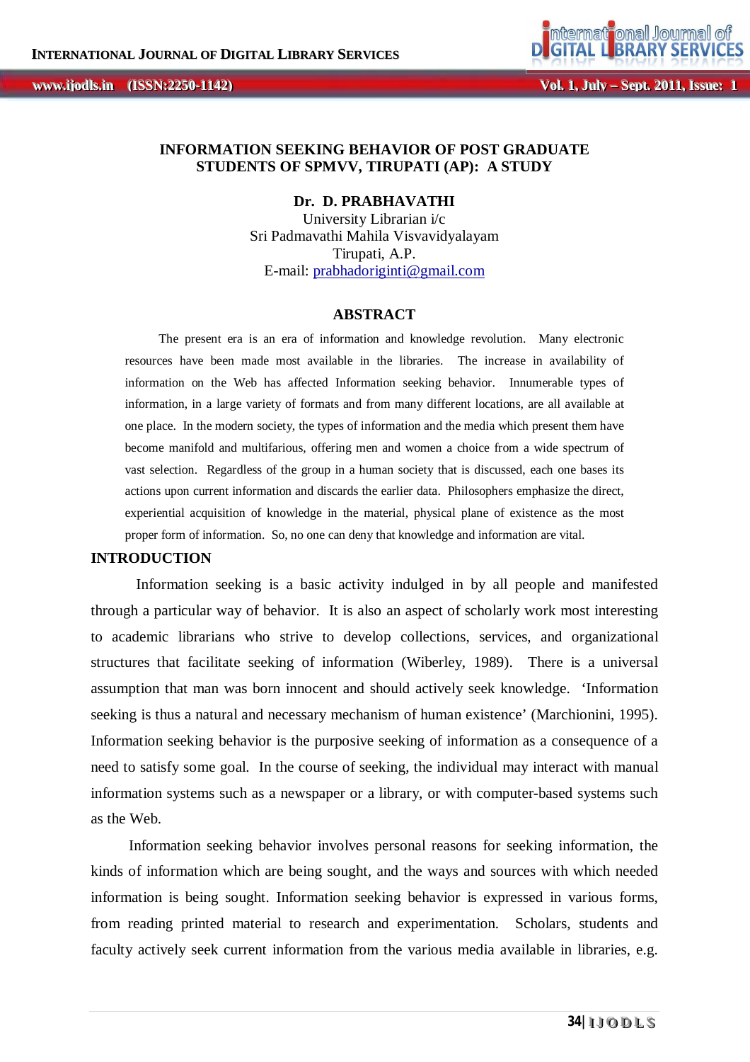# INFORMATION SEEKING BEHAVIOR OF POST GRADUATE STUDENTS OF SPMVV, TIRUPATI (AP): A STUDY

**Dr. D. PRABHAVATHI**
University Librarian i/c
Sri Padmavathi Mahila Visvavidyalayam
Tirupati, A.P.
E-mail: prabhadoriginti@gmail.com

## ABSTRACT

The present era is an era of information and knowledge revolution. Many electronic resources have been made most available in the libraries. The increase in availability of information on the Web has affected Information seeking behavior. Innumerable types of information, in a large variety of formats and from many different locations, are all available at one place. In the modern society, the types of information and the media which present them have become manifold and multifarious, offering men and women a choice from a wide spectrum of vast selection. Regardless of the group in a human society that is discussed, each one bases its actions upon current information and discards the earlier data. Philosophers emphasize the direct, experiential acquisition of knowledge in the material, physical plane of existence as the most proper form of information. So, no one can deny that knowledge and information are vital.

## INTRODUCTION

Information seeking is a basic activity indulged in by all people and manifested through a particular way of behavior. It is also an aspect of scholarly work most interesting to academic librarians who strive to develop collections, services, and organizational structures that facilitate seeking of information (Wiberley, 1989). There is a universal assumption that man was born innocent and should actively seek knowledge. 'Information seeking is thus a natural and necessary mechanism of human existence' (Marchionini, 1995). Information seeking behavior is the purposive seeking of information as a consequence of a need to satisfy some goal. In the course of seeking, the individual may interact with manual information systems such as a newspaper or a library, or with computer-based systems such as the Web.

Information seeking behavior involves personal reasons for seeking information, the kinds of information which are being sought, and the ways and sources with which needed information is being sought. Information seeking behavior is expressed in various forms, from reading printed material to research and experimentation. Scholars, students and faculty actively seek current information from the various media available in libraries, e.g.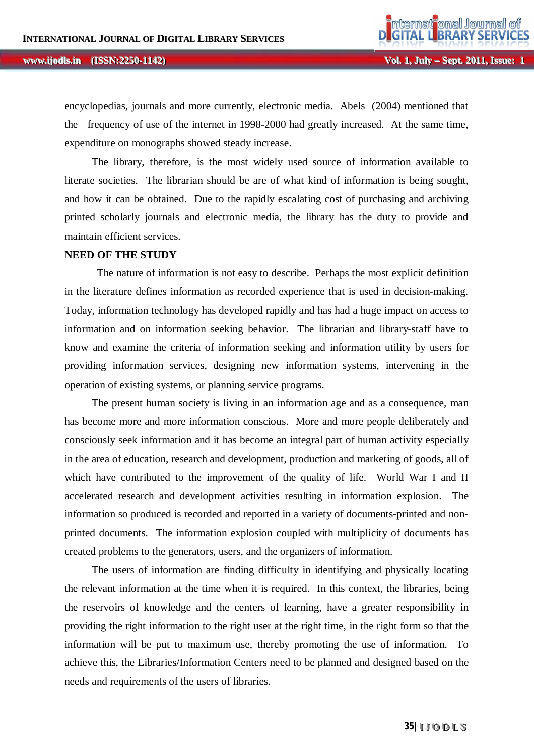encyclopedias, journals and more currently, electronic media. Abels (2004) mentioned that the frequency of use of the internet in 1998-2000 had greatly increased. At the same time, expenditure on monographs showed steady increase.

The library, therefore, is the most widely used source of information available to literate societies. The librarian should be are of what kind of information is being sought, and how it can be obtained. Due to the rapidly escalating cost of purchasing and archiving printed scholarly journals and electronic media, the library has the duty to provide and maintain efficient services.

## NEED OF THE STUDY

The nature of information is not easy to describe. Perhaps the most explicit definition in the literature defines information as recorded experience that is used in decision-making. Today, information technology has developed rapidly and has had a huge impact on access to information and on information seeking behavior. The librarian and library-staff have to know and examine the criteria of information seeking and information utility by users for providing information services, designing new information systems, intervening in the operation of existing systems, or planning service programs.

The present human society is living in an information age and as a consequence, man has become more and more information conscious. More and more people deliberately and consciously seek information and it has become an integral part of human activity especially in the area of education, research and development, production and marketing of goods, all of which have contributed to the improvement of the quality of life. World War I and II accelerated research and development activities resulting in information explosion. The information so produced is recorded and reported in a variety of documents-printed and non-printed documents. The information explosion coupled with multiplicity of documents has created problems to the generators, users, and the organizers of information.

The users of information are finding difficulty in identifying and physically locating the relevant information at the time when it is required. In this context, the libraries, being the reservoirs of knowledge and the centers of learning, have a greater responsibility in providing the right information to the right user at the right time, in the right form so that the information will be put to maximum use, thereby promoting the use of information. To achieve this, the Libraries/Information Centers need to be planned and designed based on the needs and requirements of the users of libraries.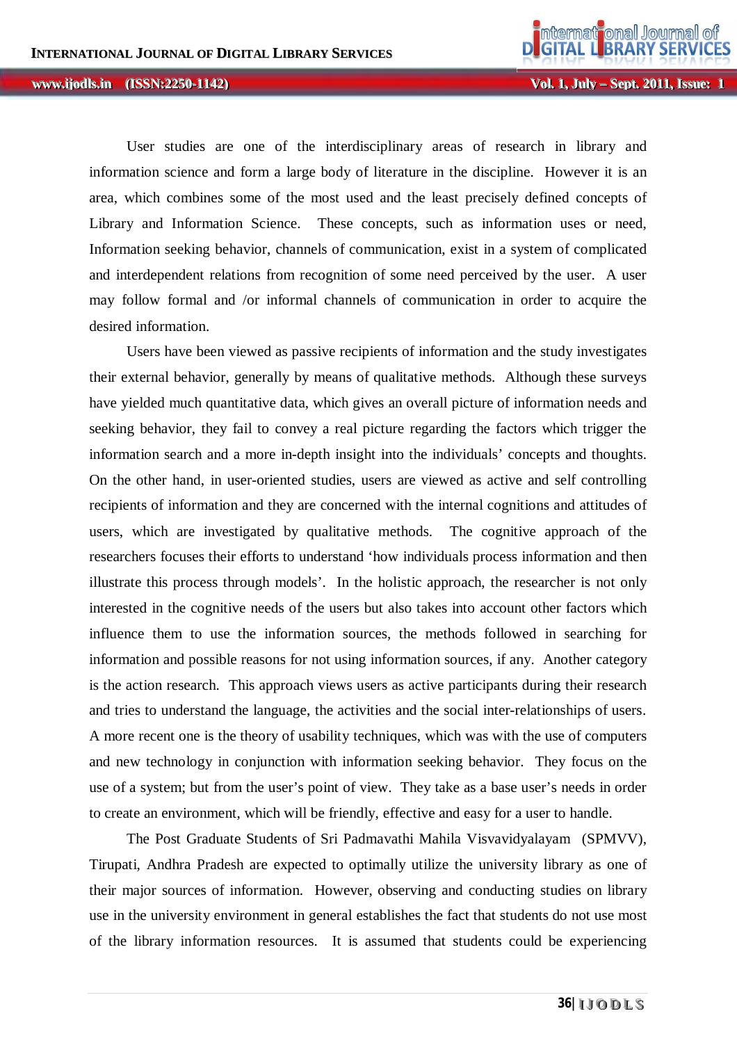User studies are one of the interdisciplinary areas of research in library and information science and form a large body of literature in the discipline. However it is an area, which combines some of the most used and the least precisely defined concepts of Library and Information Science. These concepts, such as information uses or need, Information seeking behavior, channels of communication, exist in a system of complicated and interdependent relations from recognition of some need perceived by the user. A user may follow formal and /or informal channels of communication in order to acquire the desired information.

Users have been viewed as passive recipients of information and the study investigates their external behavior, generally by means of qualitative methods. Although these surveys have yielded much quantitative data, which gives an overall picture of information needs and seeking behavior, they fail to convey a real picture regarding the factors which trigger the information search and a more in-depth insight into the individuals' concepts and thoughts. On the other hand, in user-oriented studies, users are viewed as active and self controlling recipients of information and they are concerned with the internal cognitions and attitudes of users, which are investigated by qualitative methods. The cognitive approach of the researchers focuses their efforts to understand 'how individuals process information and then illustrate this process through models'. In the holistic approach, the researcher is not only interested in the cognitive needs of the users but also takes into account other factors which influence them to use the information sources, the methods followed in searching for information and possible reasons for not using information sources, if any. Another category is the action research. This approach views users as active participants during their research and tries to understand the language, the activities and the social inter-relationships of users. A more recent one is the theory of usability techniques, which was with the use of computers and new technology in conjunction with information seeking behavior. They focus on the use of a system; but from the user's point of view. They take as a base user's needs in order to create an environment, which will be friendly, effective and easy for a user to handle.

The Post Graduate Students of Sri Padmavathi Mahila Visvavidyalayam (SPMVV), Tirupati, Andhra Pradesh are expected to optimally utilize the university library as one of their major sources of information. However, observing and conducting studies on library use in the university environment in general establishes the fact that students do not use most of the library information resources. It is assumed that students could be experiencing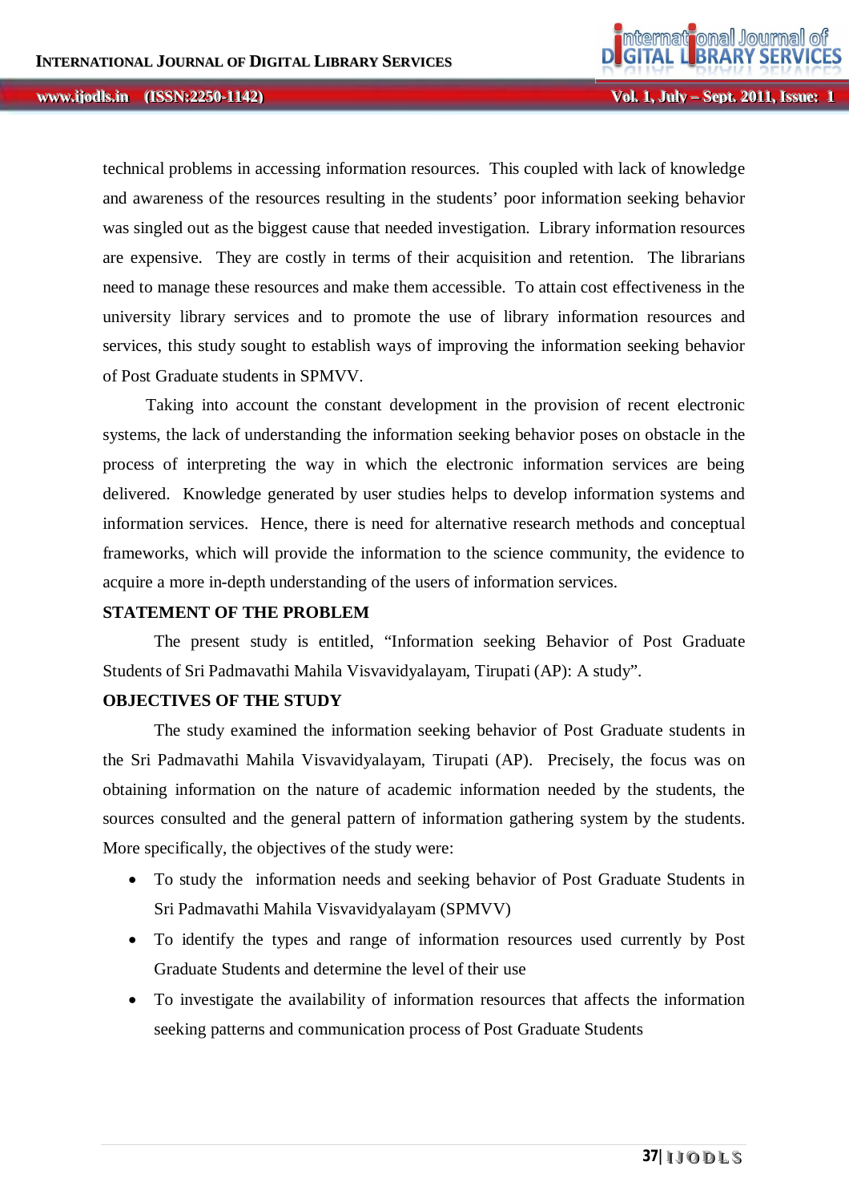technical problems in accessing information resources. This coupled with lack of knowledge and awareness of the resources resulting in the students' poor information seeking behavior was singled out as the biggest cause that needed investigation. Library information resources are expensive. They are costly in terms of their acquisition and retention. The librarians need to manage these resources and make them accessible. To attain cost effectiveness in the university library services and to promote the use of library information resources and services, this study sought to establish ways of improving the information seeking behavior of Post Graduate students in SPMVV.

Taking into account the constant development in the provision of recent electronic systems, the lack of understanding the information seeking behavior poses on obstacle in the process of interpreting the way in which the electronic information services are being delivered. Knowledge generated by user studies helps to develop information systems and information services. Hence, there is need for alternative research methods and conceptual frameworks, which will provide the information to the science community, the evidence to acquire a more in-depth understanding of the users of information services.

## STATEMENT OF THE PROBLEM

The present study is entitled, "Information seeking Behavior of Post Graduate Students of Sri Padmavathi Mahila Visvavidyalayam, Tirupati (AP): A study".

## OBJECTIVES OF THE STUDY

The study examined the information seeking behavior of Post Graduate students in the Sri Padmavathi Mahila Visvavidyalayam, Tirupati (AP). Precisely, the focus was on obtaining information on the nature of academic information needed by the students, the sources consulted and the general pattern of information gathering system by the students. More specifically, the objectives of the study were:

- To study the information needs and seeking behavior of Post Graduate Students in Sri Padmavathi Mahila Visvavidyalayam (SPMVV)
- To identify the types and range of information resources used currently by Post Graduate Students and determine the level of their use
- To investigate the availability of information resources that affects the information seeking patterns and communication process of Post Graduate Students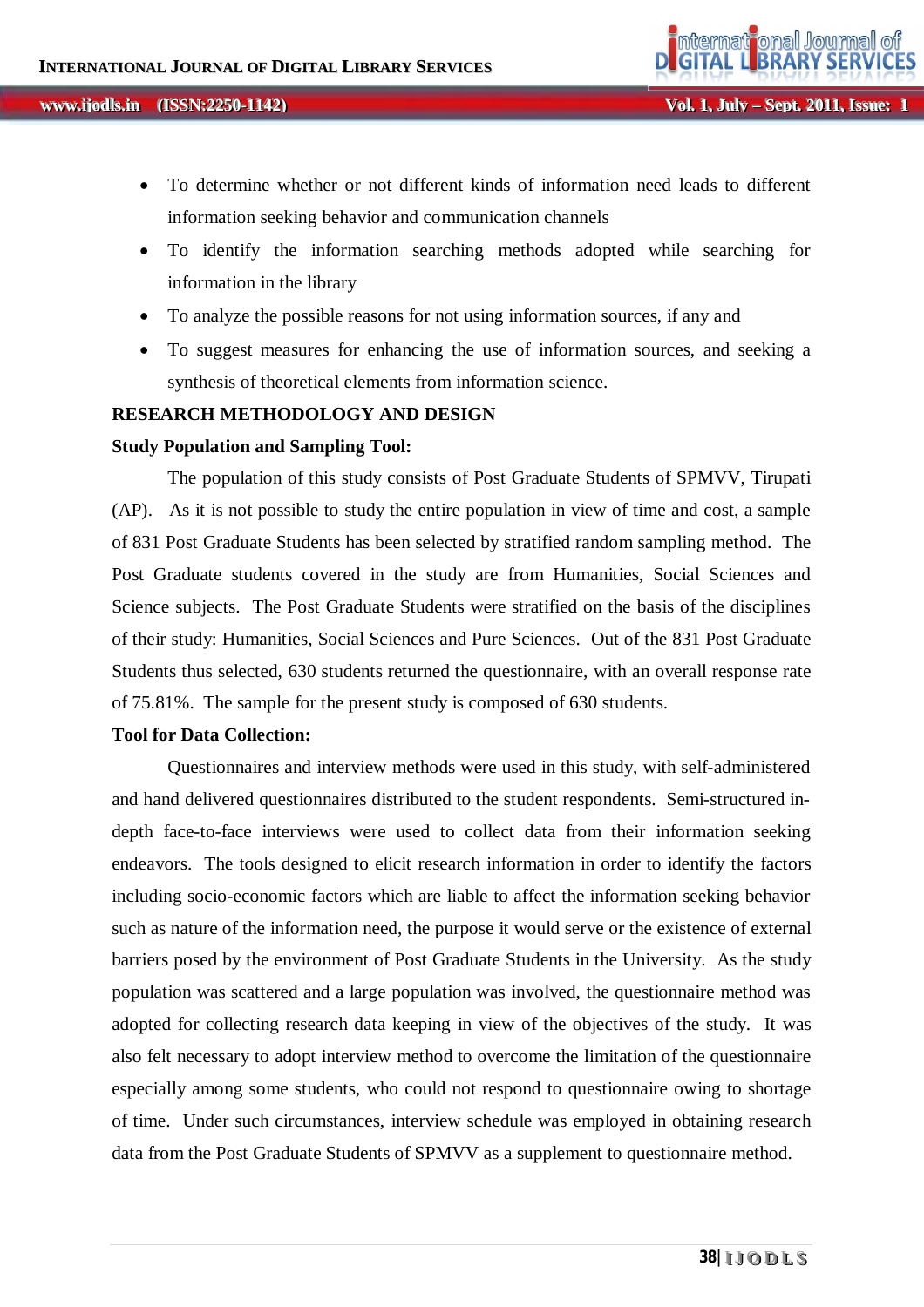- To determine whether or not different kinds of information need leads to different information seeking behavior and communication channels
- To identify the information searching methods adopted while searching for information in the library
- To analyze the possible reasons for not using information sources, if any and
- To suggest measures for enhancing the use of information sources, and seeking a synthesis of theoretical elements from information science.

## RESEARCH METHODOLOGY AND DESIGN

### Study Population and Sampling Tool:

The population of this study consists of Post Graduate Students of SPMVV, Tirupati (AP). As it is not possible to study the entire population in view of time and cost, a sample of 831 Post Graduate Students has been selected by stratified random sampling method. The Post Graduate students covered in the study are from Humanities, Social Sciences and Science subjects. The Post Graduate Students were stratified on the basis of the disciplines of their study: Humanities, Social Sciences and Pure Sciences. Out of the 831 Post Graduate Students thus selected, 630 students returned the questionnaire, with an overall response rate of 75.81%. The sample for the present study is composed of 630 students.

### Tool for Data Collection:

Questionnaires and interview methods were used in this study, with self-administered and hand delivered questionnaires distributed to the student respondents. Semi-structured in-depth face-to-face interviews were used to collect data from their information seeking endeavors. The tools designed to elicit research information in order to identify the factors including socio-economic factors which are liable to affect the information seeking behavior such as nature of the information need, the purpose it would serve or the existence of external barriers posed by the environment of Post Graduate Students in the University. As the study population was scattered and a large population was involved, the questionnaire method was adopted for collecting research data keeping in view of the objectives of the study. It was also felt necessary to adopt interview method to overcome the limitation of the questionnaire especially among some students, who could not respond to questionnaire owing to shortage of time. Under such circumstances, interview schedule was employed in obtaining research data from the Post Graduate Students of SPMVV as a supplement to questionnaire method.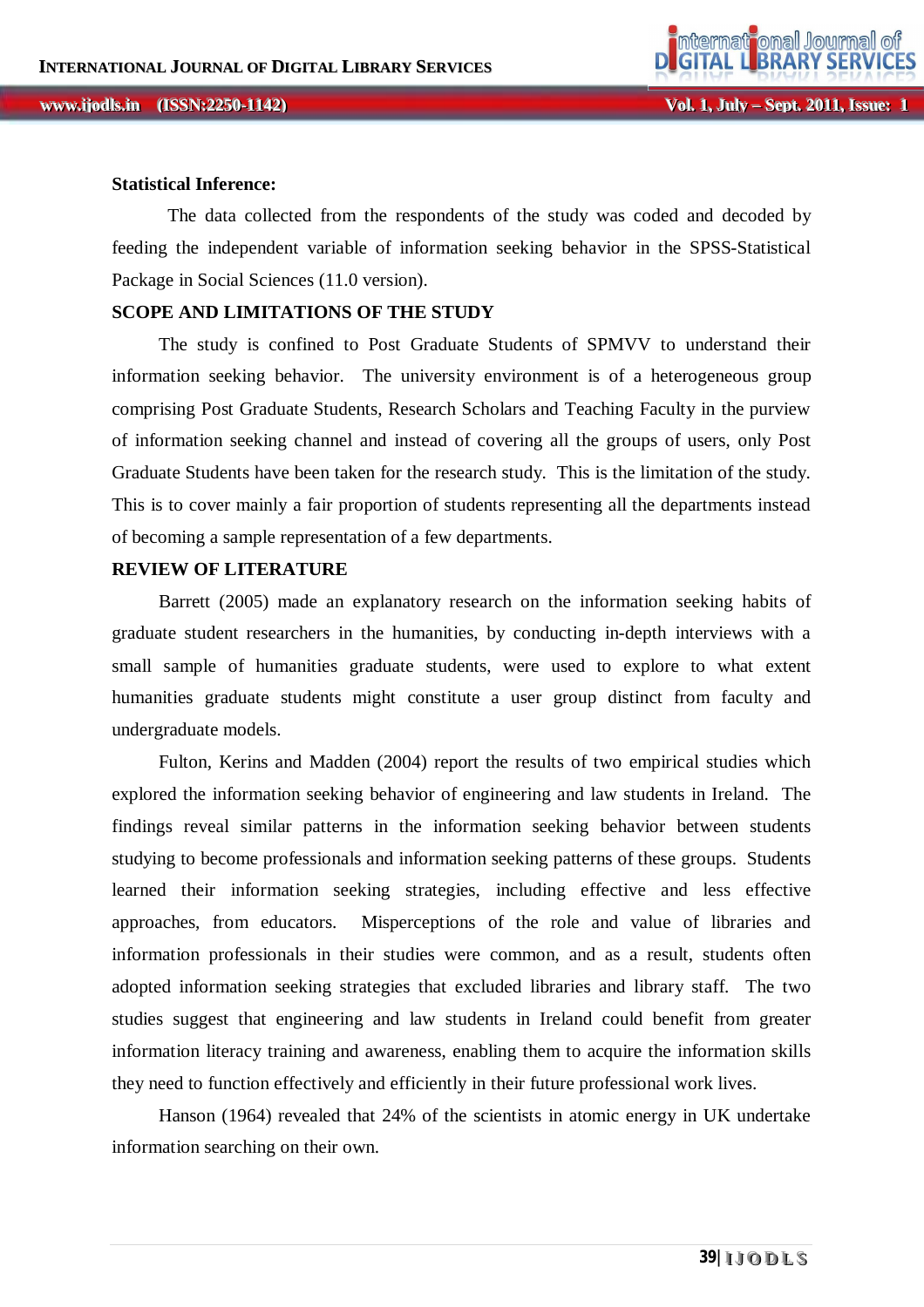**Statistical Inference:**

The data collected from the respondents of the study was coded and decoded by feeding the independent variable of information seeking behavior in the SPSS-Statistical Package in Social Sciences (11.0 version).

## SCOPE AND LIMITATIONS OF THE STUDY

The study is confined to Post Graduate Students of SPMVV to understand their information seeking behavior. The university environment is of a heterogeneous group comprising Post Graduate Students, Research Scholars and Teaching Faculty in the purview of information seeking channel and instead of covering all the groups of users, only Post Graduate Students have been taken for the research study. This is the limitation of the study. This is to cover mainly a fair proportion of students representing all the departments instead of becoming a sample representation of a few departments.

## REVIEW OF LITERATURE

Barrett (2005) made an explanatory research on the information seeking habits of graduate student researchers in the humanities, by conducting in-depth interviews with a small sample of humanities graduate students, were used to explore to what extent humanities graduate students might constitute a user group distinct from faculty and undergraduate models.

Fulton, Kerins and Madden (2004) report the results of two empirical studies which explored the information seeking behavior of engineering and law students in Ireland. The findings reveal similar patterns in the information seeking behavior between students studying to become professionals and information seeking patterns of these groups. Students learned their information seeking strategies, including effective and less effective approaches, from educators. Misperceptions of the role and value of libraries and information professionals in their studies were common, and as a result, students often adopted information seeking strategies that excluded libraries and library staff. The two studies suggest that engineering and law students in Ireland could benefit from greater information literacy training and awareness, enabling them to acquire the information skills they need to function effectively and efficiently in their future professional work lives.

Hanson (1964) revealed that 24% of the scientists in atomic energy in UK undertake information searching on their own.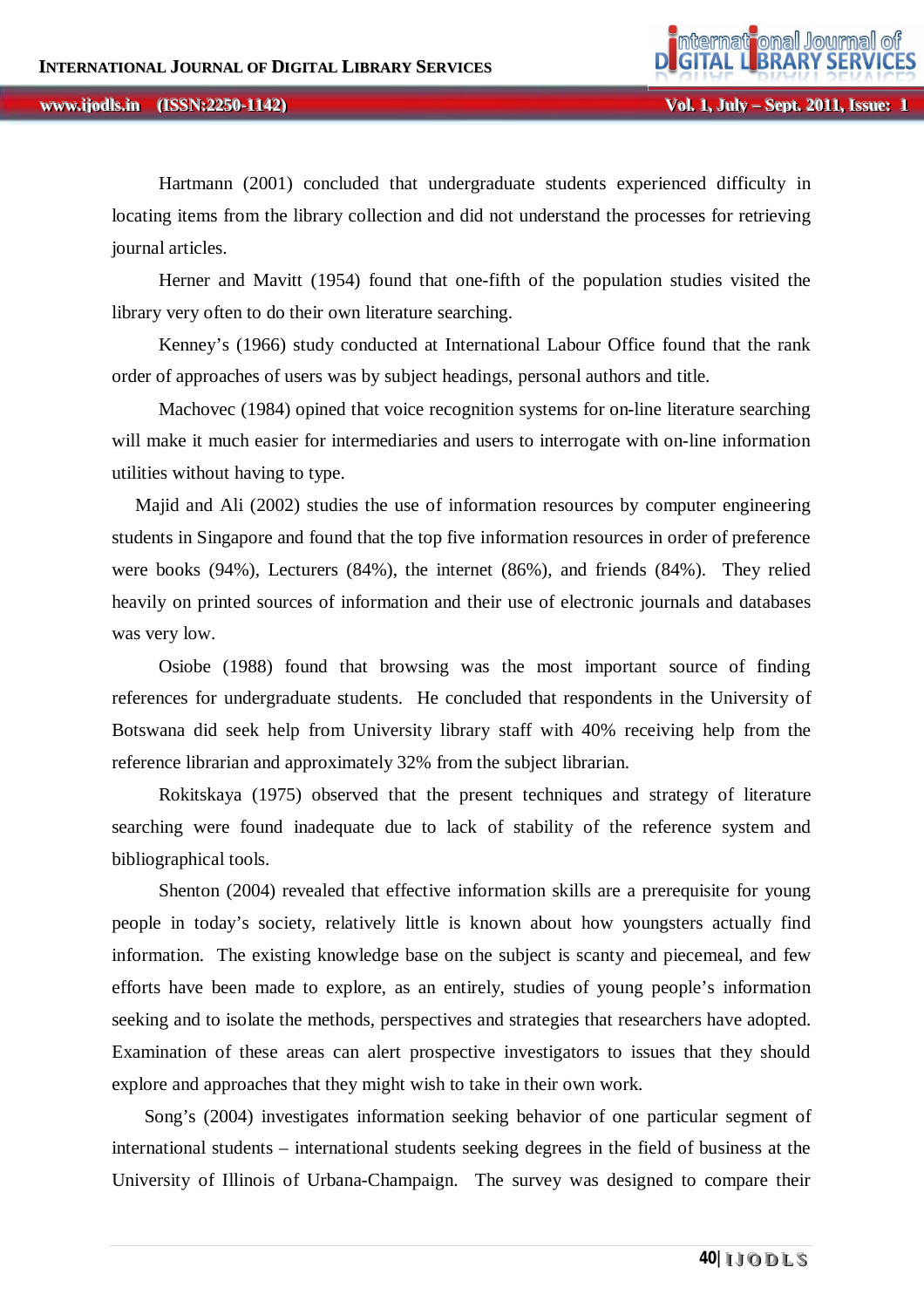Hartmann (2001) concluded that undergraduate students experienced difficulty in locating items from the library collection and did not understand the processes for retrieving journal articles.

Herner and Mavitt (1954) found that one-fifth of the population studies visited the library very often to do their own literature searching.

Kenney's (1966) study conducted at International Labour Office found that the rank order of approaches of users was by subject headings, personal authors and title.

Machovec (1984) opined that voice recognition systems for on-line literature searching will make it much easier for intermediaries and users to interrogate with on-line information utilities without having to type.

Majid and Ali (2002) studies the use of information resources by computer engineering students in Singapore and found that the top five information resources in order of preference were books (94%), Lecturers (84%), the internet (86%), and friends (84%). They relied heavily on printed sources of information and their use of electronic journals and databases was very low.

Osiobe (1988) found that browsing was the most important source of finding references for undergraduate students. He concluded that respondents in the University of Botswana did seek help from University library staff with 40% receiving help from the reference librarian and approximately 32% from the subject librarian.

Rokitskaya (1975) observed that the present techniques and strategy of literature searching were found inadequate due to lack of stability of the reference system and bibliographical tools.

Shenton (2004) revealed that effective information skills are a prerequisite for young people in today's society, relatively little is known about how youngsters actually find information. The existing knowledge base on the subject is scanty and piecemeal, and few efforts have been made to explore, as an entirely, studies of young people's information seeking and to isolate the methods, perspectives and strategies that researchers have adopted. Examination of these areas can alert prospective investigators to issues that they should explore and approaches that they might wish to take in their own work.

Song's (2004) investigates information seeking behavior of one particular segment of international students – international students seeking degrees in the field of business at the University of Illinois of Urbana-Champaign. The survey was designed to compare their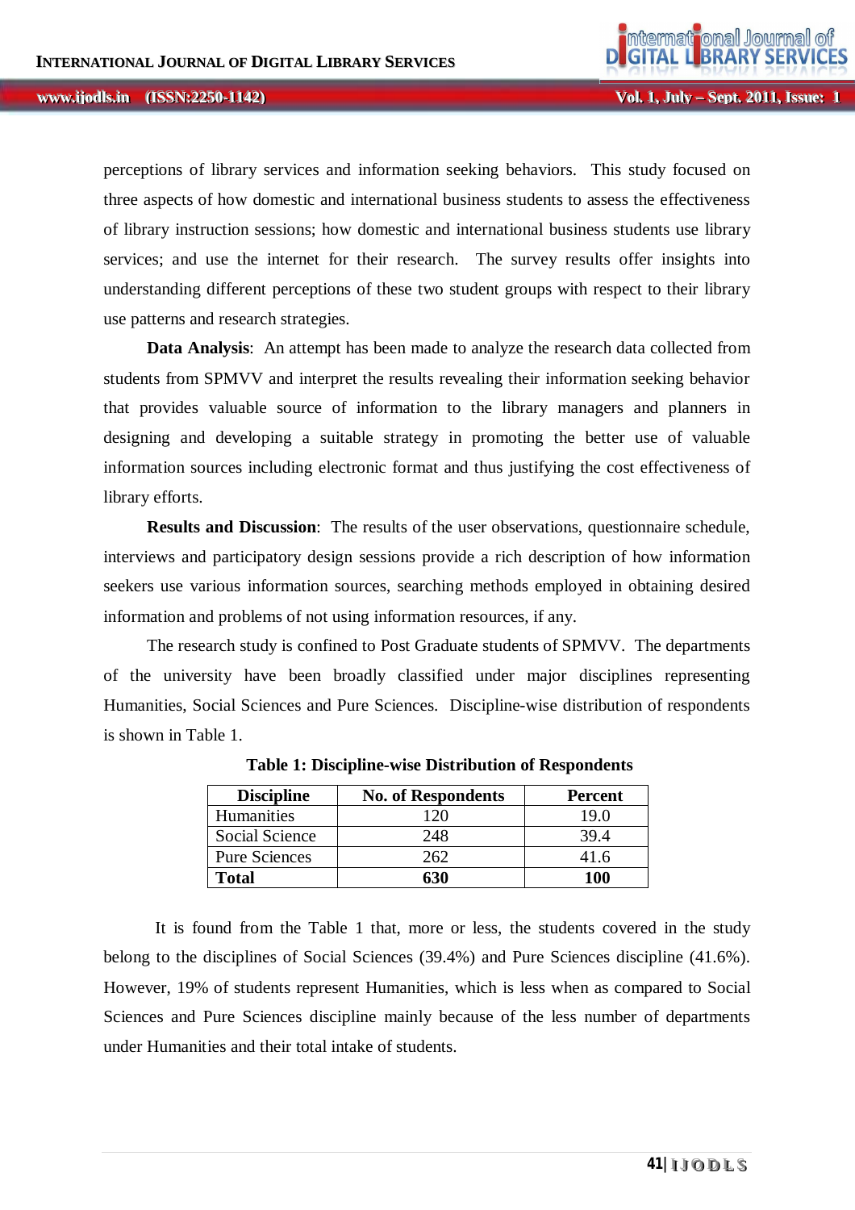perceptions of library services and information seeking behaviors. This study focused on three aspects of how domestic and international business students to assess the effectiveness of library instruction sessions; how domestic and international business students use library services; and use the internet for their research. The survey results offer insights into understanding different perceptions of these two student groups with respect to their library use patterns and research strategies.

**Data Analysis**: An attempt has been made to analyze the research data collected from students from SPMVV and interpret the results revealing their information seeking behavior that provides valuable source of information to the library managers and planners in designing and developing a suitable strategy in promoting the better use of valuable information sources including electronic format and thus justifying the cost effectiveness of library efforts.

**Results and Discussion**: The results of the user observations, questionnaire schedule, interviews and participatory design sessions provide a rich description of how information seekers use various information sources, searching methods employed in obtaining desired information and problems of not using information resources, if any.

The research study is confined to Post Graduate students of SPMVV. The departments of the university have been broadly classified under major disciplines representing Humanities, Social Sciences and Pure Sciences. Discipline-wise distribution of respondents is shown in Table 1.

**Table 1: Discipline-wise Distribution of Respondents**

| Discipline | No. of Respondents | Percent |
|---|---|---|
| Humanities | 120 | 19.0 |
| Social Science | 248 | 39.4 |
| Pure Sciences | 262 | 41.6 |
| **Total** | **630** | **100** |

It is found from the Table 1 that, more or less, the students covered in the study belong to the disciplines of Social Sciences (39.4%) and Pure Sciences discipline (41.6%). However, 19% of students represent Humanities, which is less when as compared to Social Sciences and Pure Sciences discipline mainly because of the less number of departments under Humanities and their total intake of students.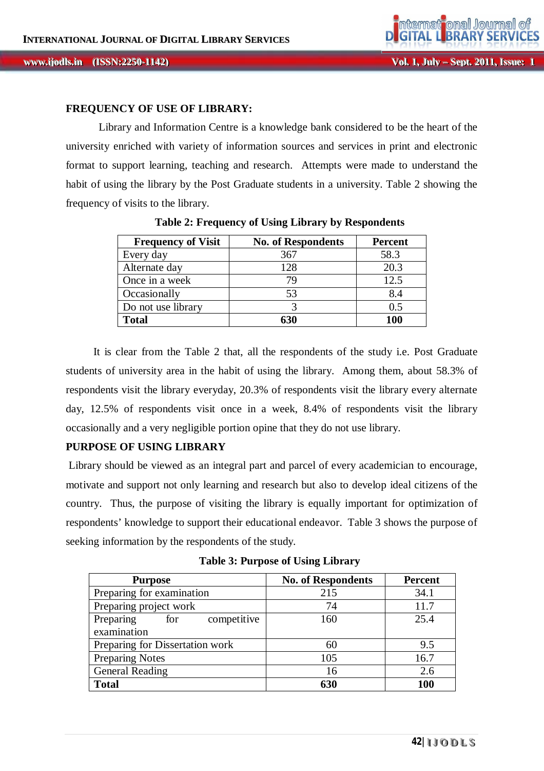## FREQUENCY OF USE OF LIBRARY:

Library and Information Centre is a knowledge bank considered to be the heart of the university enriched with variety of information sources and services in print and electronic format to support learning, teaching and research. Attempts were made to understand the habit of using the library by the Post Graduate students in a university. Table 2 showing the frequency of visits to the library.

**Table 2: Frequency of Using Library by Respondents**

| Frequency of Visit | No. of Respondents | Percent |
|---|---|---|
| Every day | 367 | 58.3 |
| Alternate day | 128 | 20.3 |
| Once in a week | 79 | 12.5 |
| Occasionally | 53 | 8.4 |
| Do not use library | 3 | 0.5 |
| **Total** | **630** | **100** |

It is clear from the Table 2 that, all the respondents of the study i.e. Post Graduate students of university area in the habit of using the library. Among them, about 58.3% of respondents visit the library everyday, 20.3% of respondents visit the library every alternate day, 12.5% of respondents visit once in a week, 8.4% of respondents visit the library occasionally and a very negligible portion opine that they do not use library.

## PURPOSE OF USING LIBRARY

Library should be viewed as an integral part and parcel of every academician to encourage, motivate and support not only learning and research but also to develop ideal citizens of the country. Thus, the purpose of visiting the library is equally important for optimization of respondents' knowledge to support their educational endeavor. Table 3 shows the purpose of seeking information by the respondents of the study.

**Table 3: Purpose of Using Library**

| Purpose | No. of Respondents | Percent |
|---|---|---|
| Preparing for examination | 215 | 34.1 |
| Preparing project work | 74 | 11.7 |
| Preparing for competitive examination | 160 | 25.4 |
| Preparing for Dissertation work | 60 | 9.5 |
| Preparing Notes | 105 | 16.7 |
| General Reading | 16 | 2.6 |
| **Total** | **630** | **100** |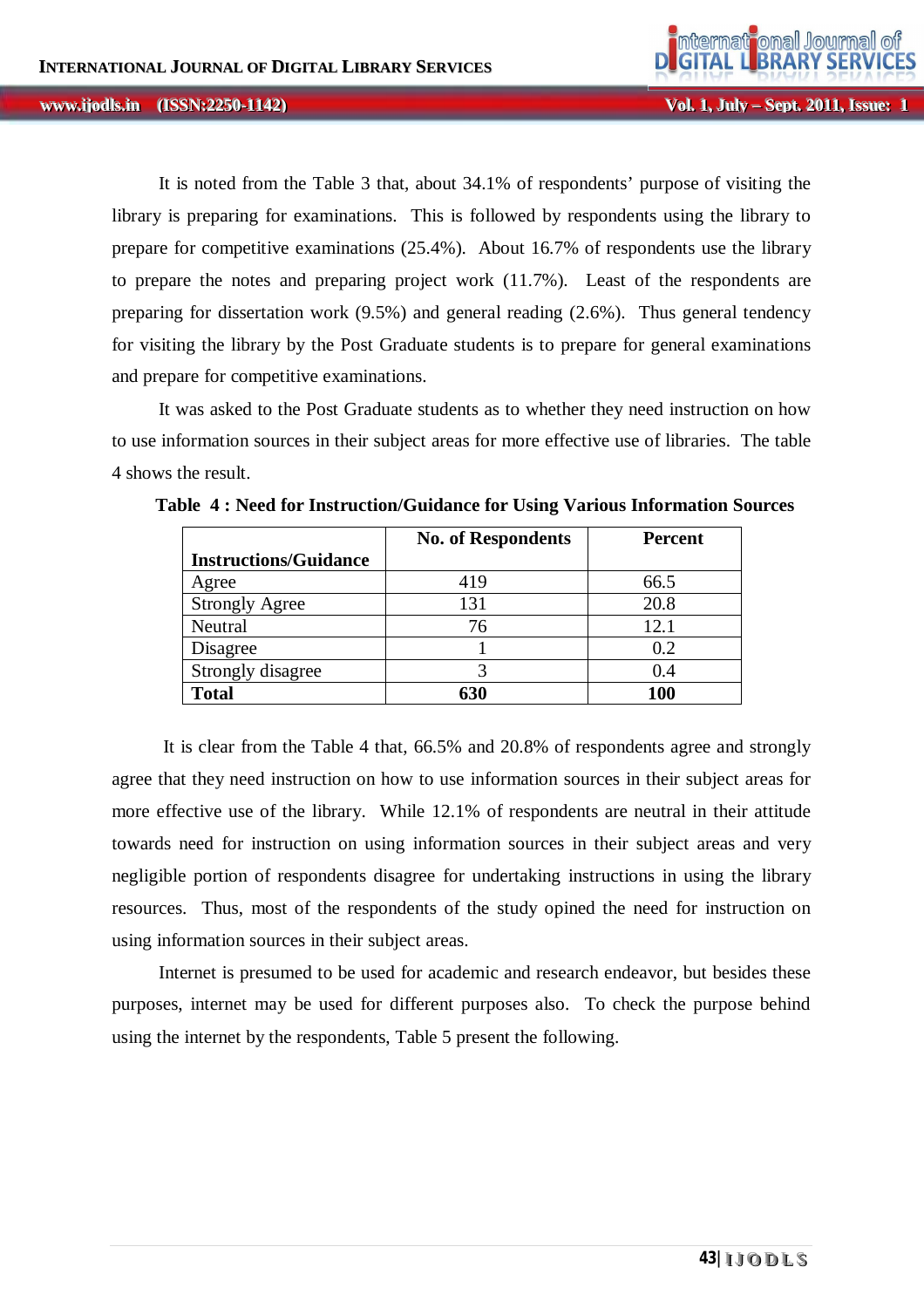It is noted from the Table 3 that, about 34.1% of respondents' purpose of visiting the library is preparing for examinations. This is followed by respondents using the library to prepare for competitive examinations (25.4%). About 16.7% of respondents use the library to prepare the notes and preparing project work (11.7%). Least of the respondents are preparing for dissertation work (9.5%) and general reading (2.6%). Thus general tendency for visiting the library by the Post Graduate students is to prepare for general examinations and prepare for competitive examinations.

It was asked to the Post Graduate students as to whether they need instruction on how to use information sources in their subject areas for more effective use of libraries. The table 4 shows the result.

**Table 4 : Need for Instruction/Guidance for Using Various Information Sources**

| Instructions/Guidance | No. of Respondents | Percent |
|---|---|---|
| Agree | 419 | 66.5 |
| Strongly Agree | 131 | 20.8 |
| Neutral | 76 | 12.1 |
| Disagree | 1 | 0.2 |
| Strongly disagree | 3 | 0.4 |
| **Total** | **630** | **100** |

It is clear from the Table 4 that, 66.5% and 20.8% of respondents agree and strongly agree that they need instruction on how to use information sources in their subject areas for more effective use of the library. While 12.1% of respondents are neutral in their attitude towards need for instruction on using information sources in their subject areas and very negligible portion of respondents disagree for undertaking instructions in using the library resources. Thus, most of the respondents of the study opined the need for instruction on using information sources in their subject areas.

Internet is presumed to be used for academic and research endeavor, but besides these purposes, internet may be used for different purposes also. To check the purpose behind using the internet by the respondents, Table 5 present the following.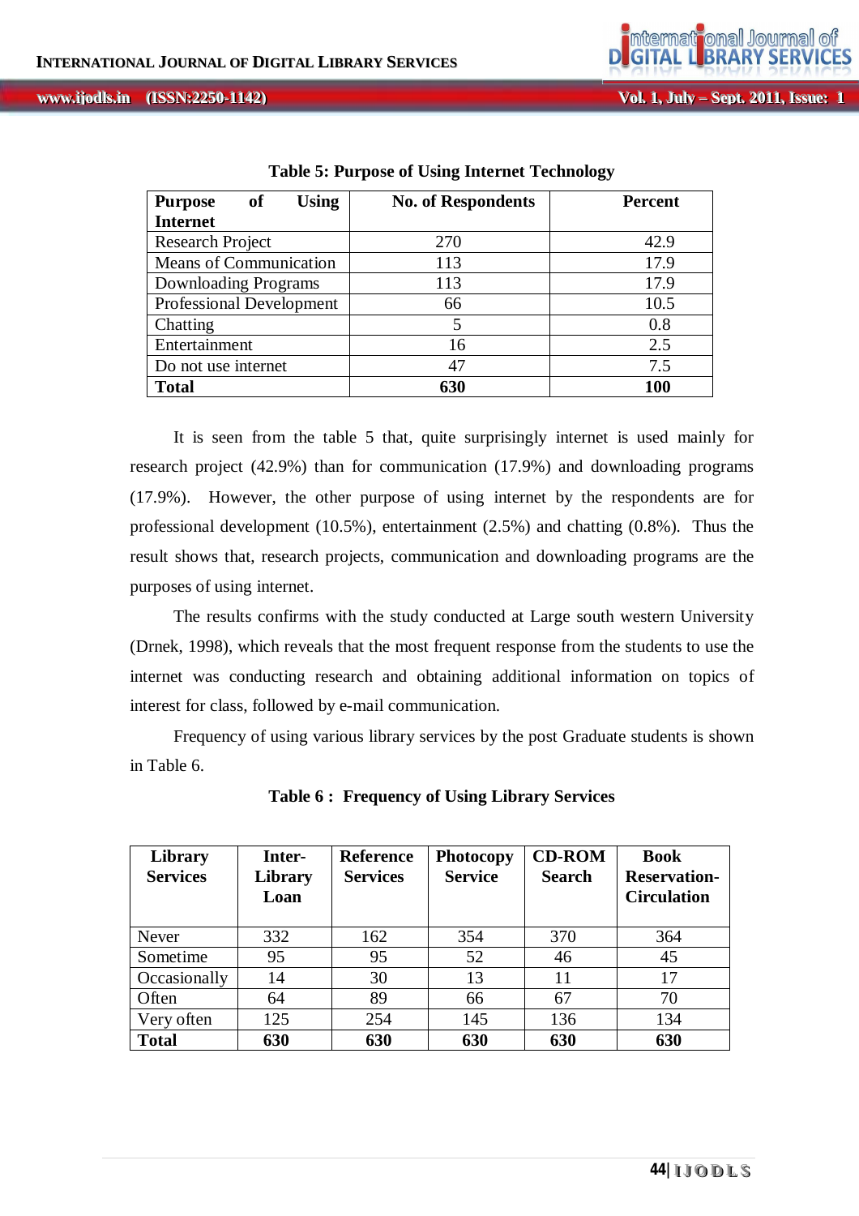**Table 5: Purpose of Using Internet Technology**

| Purpose of Using Internet | No. of Respondents | Percent |
|---|---|---|
| Research Project | 270 | 42.9 |
| Means of Communication | 113 | 17.9 |
| Downloading Programs | 113 | 17.9 |
| Professional Development | 66 | 10.5 |
| Chatting | 5 | 0.8 |
| Entertainment | 16 | 2.5 |
| Do not use internet | 47 | 7.5 |
| **Total** | **630** | **100** |

It is seen from the table 5 that, quite surprisingly internet is used mainly for research project (42.9%) than for communication (17.9%) and downloading programs (17.9%). However, the other purpose of using internet by the respondents are for professional development (10.5%), entertainment (2.5%) and chatting (0.8%). Thus the result shows that, research projects, communication and downloading programs are the purposes of using internet.

The results confirms with the study conducted at Large south western University (Drnek, 1998), which reveals that the most frequent response from the students to use the internet was conducting research and obtaining additional information on topics of interest for class, followed by e-mail communication.

Frequency of using various library services by the post Graduate students is shown in Table 6.

**Table 6 : Frequency of Using Library Services**

| Library Services | Inter-Library Loan | Reference Services | Photocopy Service | CD-ROM Search | Book Reservation-Circulation |
|---|---|---|---|---|---|
| Never | 332 | 162 | 354 | 370 | 364 |
| Sometime | 95 | 95 | 52 | 46 | 45 |
| Occasionally | 14 | 30 | 13 | 11 | 17 |
| Often | 64 | 89 | 66 | 67 | 70 |
| Very often | 125 | 254 | 145 | 136 | 134 |
| **Total** | **630** | **630** | **630** | **630** | **630** |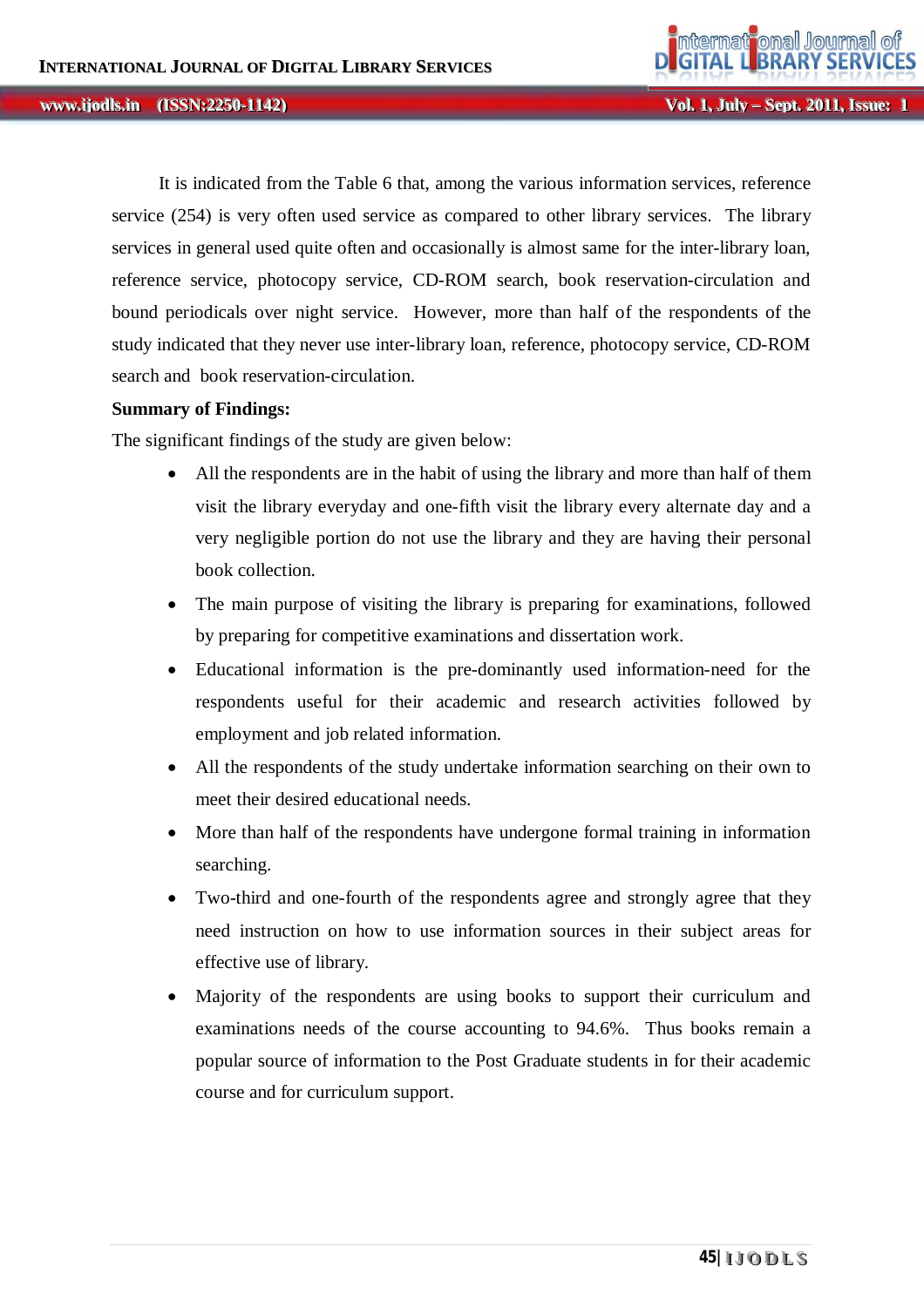It is indicated from the Table 6 that, among the various information services, reference service (254) is very often used service as compared to other library services. The library services in general used quite often and occasionally is almost same for the inter-library loan, reference service, photocopy service, CD-ROM search, book reservation-circulation and bound periodicals over night service. However, more than half of the respondents of the study indicated that they never use inter-library loan, reference, photocopy service, CD-ROM search and book reservation-circulation.

**Summary of Findings:**

The significant findings of the study are given below:

- All the respondents are in the habit of using the library and more than half of them visit the library everyday and one-fifth visit the library every alternate day and a very negligible portion do not use the library and they are having their personal book collection.
- The main purpose of visiting the library is preparing for examinations, followed by preparing for competitive examinations and dissertation work.
- Educational information is the pre-dominantly used information-need for the respondents useful for their academic and research activities followed by employment and job related information.
- All the respondents of the study undertake information searching on their own to meet their desired educational needs.
- More than half of the respondents have undergone formal training in information searching.
- Two-third and one-fourth of the respondents agree and strongly agree that they need instruction on how to use information sources in their subject areas for effective use of library.
- Majority of the respondents are using books to support their curriculum and examinations needs of the course accounting to 94.6%. Thus books remain a popular source of information to the Post Graduate students in for their academic course and for curriculum support.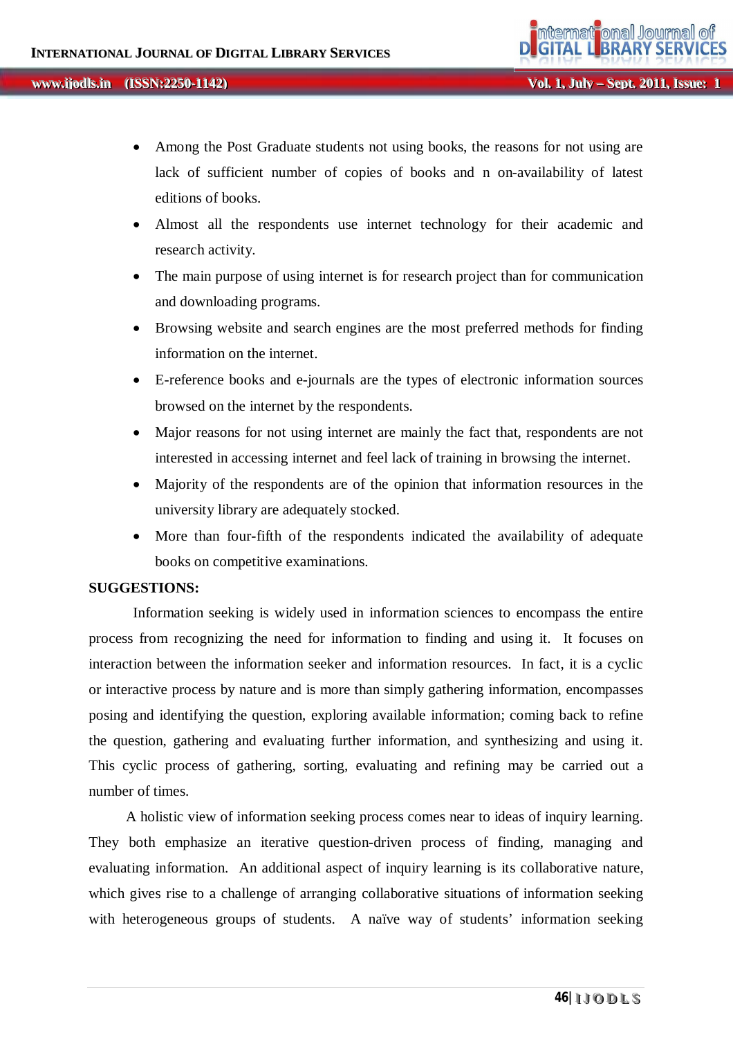- Among the Post Graduate students not using books, the reasons for not using are lack of sufficient number of copies of books and n on-availability of latest editions of books.
- Almost all the respondents use internet technology for their academic and research activity.
- The main purpose of using internet is for research project than for communication and downloading programs.
- Browsing website and search engines are the most preferred methods for finding information on the internet.
- E-reference books and e-journals are the types of electronic information sources browsed on the internet by the respondents.
- Major reasons for not using internet are mainly the fact that, respondents are not interested in accessing internet and feel lack of training in browsing the internet.
- Majority of the respondents are of the opinion that information resources in the university library are adequately stocked.
- More than four-fifth of the respondents indicated the availability of adequate books on competitive examinations.

**SUGGESTIONS:**

Information seeking is widely used in information sciences to encompass the entire process from recognizing the need for information to finding and using it. It focuses on interaction between the information seeker and information resources. In fact, it is a cyclic or interactive process by nature and is more than simply gathering information, encompasses posing and identifying the question, exploring available information; coming back to refine the question, gathering and evaluating further information, and synthesizing and using it. This cyclic process of gathering, sorting, evaluating and refining may be carried out a number of times.

A holistic view of information seeking process comes near to ideas of inquiry learning. They both emphasize an iterative question-driven process of finding, managing and evaluating information. An additional aspect of inquiry learning is its collaborative nature, which gives rise to a challenge of arranging collaborative situations of information seeking with heterogeneous groups of students. A naïve way of students' information seeking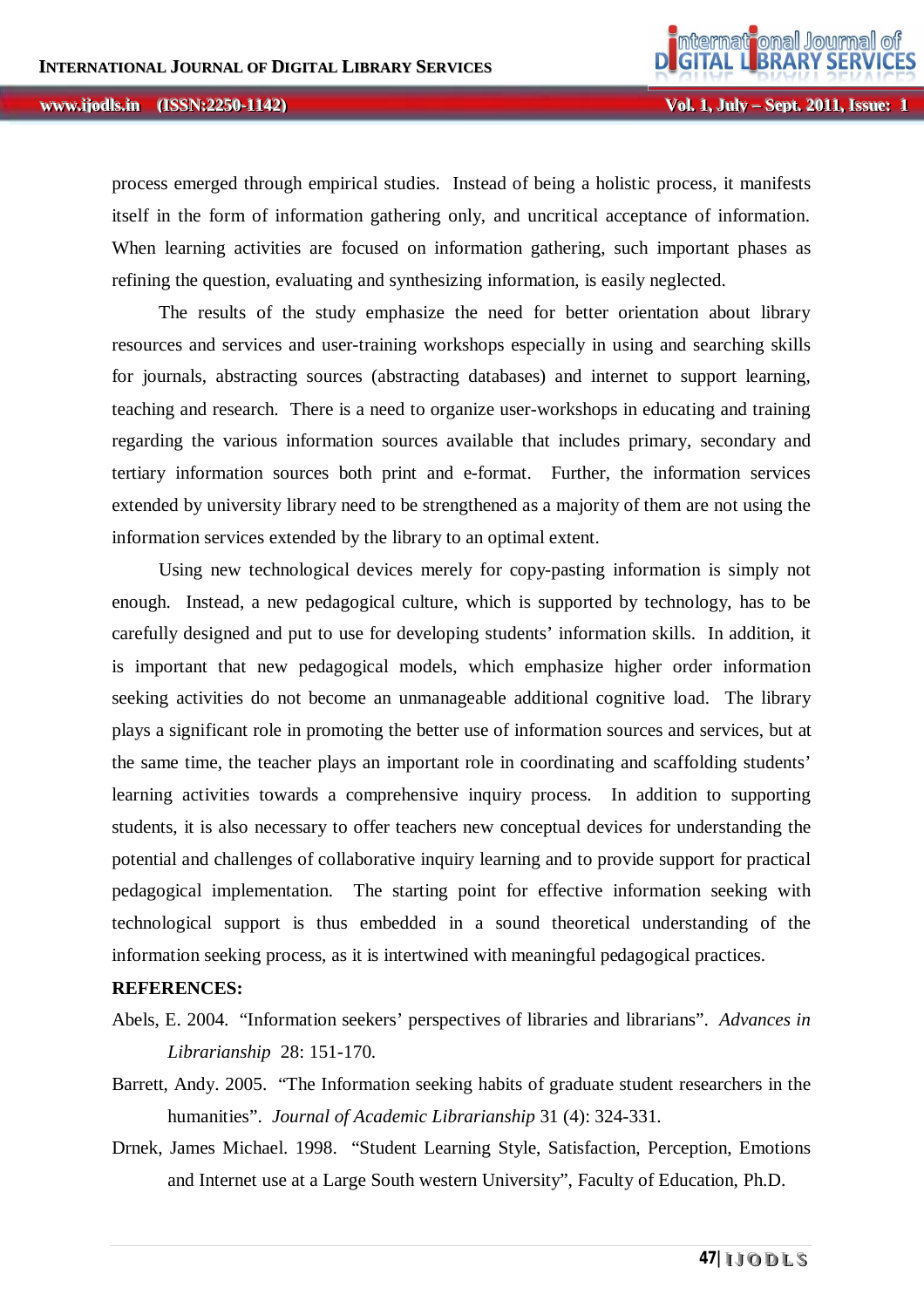process emerged through empirical studies. Instead of being a holistic process, it manifests itself in the form of information gathering only, and uncritical acceptance of information. When learning activities are focused on information gathering, such important phases as refining the question, evaluating and synthesizing information, is easily neglected.

The results of the study emphasize the need for better orientation about library resources and services and user-training workshops especially in using and searching skills for journals, abstracting sources (abstracting databases) and internet to support learning, teaching and research. There is a need to organize user-workshops in educating and training regarding the various information sources available that includes primary, secondary and tertiary information sources both print and e-format. Further, the information services extended by university library need to be strengthened as a majority of them are not using the information services extended by the library to an optimal extent.

Using new technological devices merely for copy-pasting information is simply not enough. Instead, a new pedagogical culture, which is supported by technology, has to be carefully designed and put to use for developing students' information skills. In addition, it is important that new pedagogical models, which emphasize higher order information seeking activities do not become an unmanageable additional cognitive load. The library plays a significant role in promoting the better use of information sources and services, but at the same time, the teacher plays an important role in coordinating and scaffolding students' learning activities towards a comprehensive inquiry process. In addition to supporting students, it is also necessary to offer teachers new conceptual devices for understanding the potential and challenges of collaborative inquiry learning and to provide support for practical pedagogical implementation. The starting point for effective information seeking with technological support is thus embedded in a sound theoretical understanding of the information seeking process, as it is intertwined with meaningful pedagogical practices.

**REFERENCES:**

Abels, E. 2004. "Information seekers' perspectives of libraries and librarians". *Advances in Librarianship* 28: 151-170.

Barrett, Andy. 2005. "The Information seeking habits of graduate student researchers in the humanities". *Journal of Academic Librarianship* 31 (4): 324-331.

Drnek, James Michael. 1998. "Student Learning Style, Satisfaction, Perception, Emotions and Internet use at a Large South western University", Faculty of Education, Ph.D.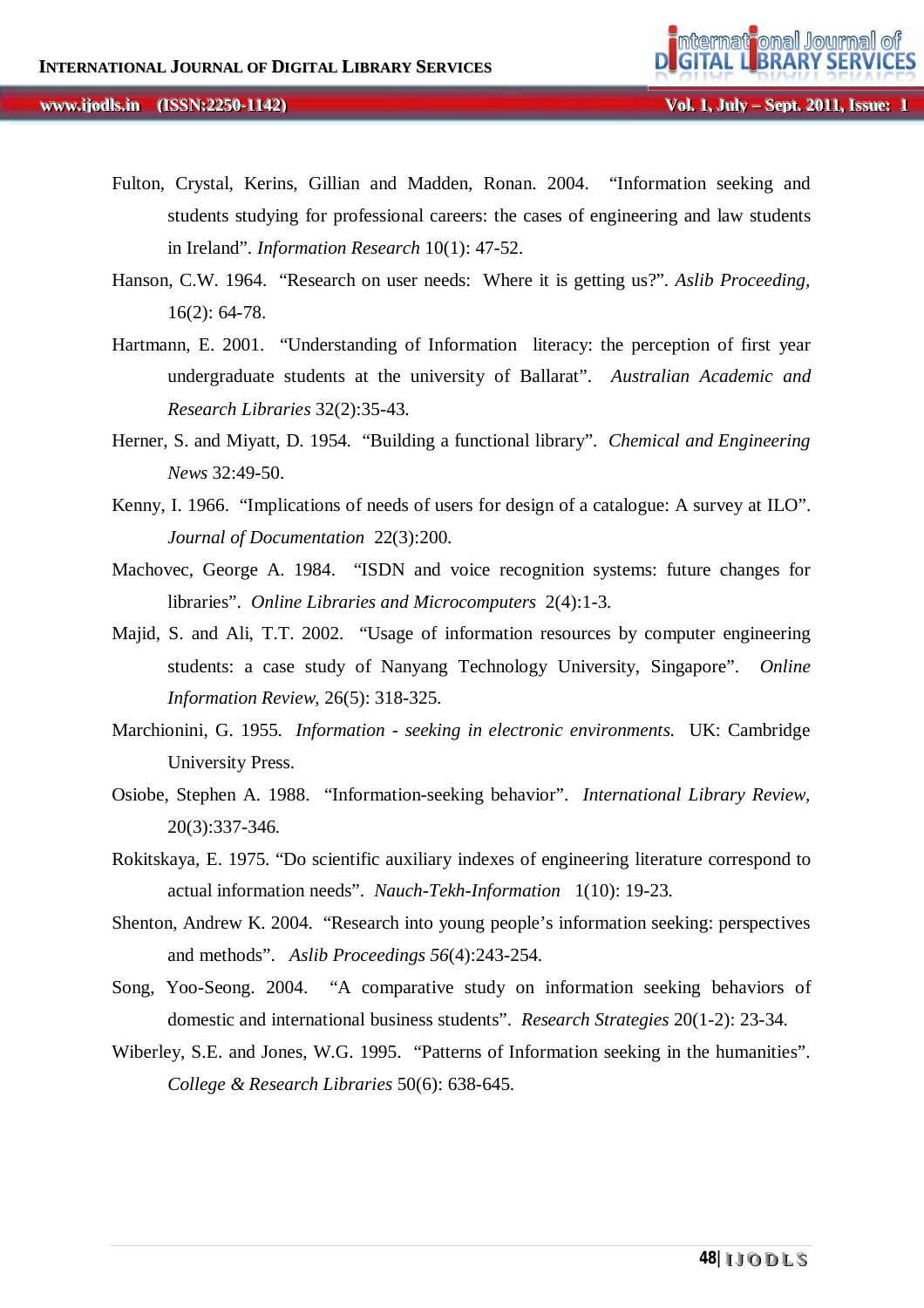Fulton, Crystal, Kerins, Gillian and Madden, Ronan. 2004. "Information seeking and students studying for professional careers: the cases of engineering and law students in Ireland". *Information Research* 10(1): 47-52.

Hanson, C.W. 1964. "Research on user needs: Where it is getting us?". *Aslib Proceeding*, 16(2): 64-78.

Hartmann, E. 2001. "Understanding of Information literacy: the perception of first year undergraduate students at the university of Ballarat". *Australian Academic and Research Libraries* 32(2):35-43.

Herner, S. and Miyatt, D. 1954. "Building a functional library". *Chemical and Engineering News* 32:49-50.

Kenny, I. 1966. "Implications of needs of users for design of a catalogue: A survey at ILO". *Journal of Documentation* 22(3):200.

Machovec, George A. 1984. "ISDN and voice recognition systems: future changes for libraries". *Online Libraries and Microcomputers* 2(4):1-3.

Majid, S. and Ali, T.T. 2002. "Usage of information resources by computer engineering students: a case study of Nanyang Technology University, Singapore". *Online Information Review*, 26(5): 318-325.

Marchionini, G. 1955. *Information - seeking in electronic environments*. UK: Cambridge University Press.

Osiobe, Stephen A. 1988. "Information-seeking behavior". *International Library Review*, 20(3):337-346.

Rokitskaya, E. 1975. "Do scientific auxiliary indexes of engineering literature correspond to actual information needs". *Nauch-Tekh-Information* 1(10): 19-23.

Shenton, Andrew K. 2004. "Research into young people's information seeking: perspectives and methods". *Aslib Proceedings 56*(4):243-254.

Song, Yoo-Seong. 2004. "A comparative study on information seeking behaviors of domestic and international business students". *Research Strategies* 20(1-2): 23-34.

Wiberley, S.E. and Jones, W.G. 1995. "Patterns of Information seeking in the humanities". *College & Research Libraries* 50(6): 638-645.